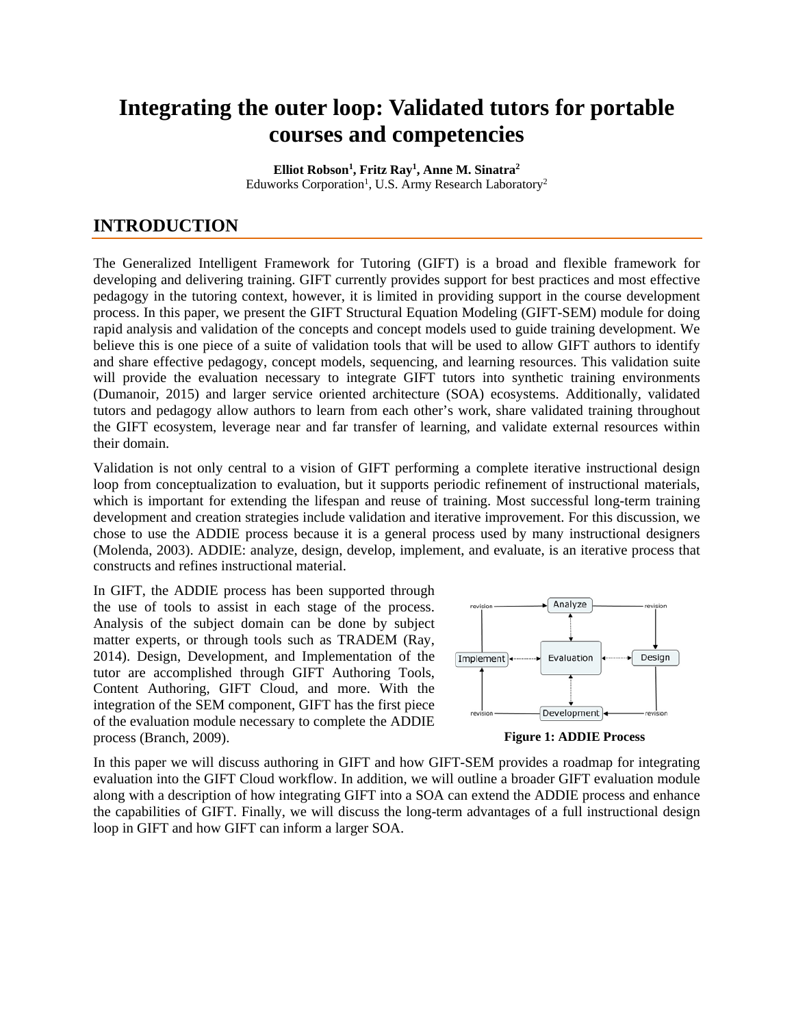# Integrating the outer loop: Validated tutors for portable courses and competencies

**Elliot Robson[1], Fritz Ray[1], Anne M. Sinatra[2]**
Eduworks Corporation[1], U.S. Army Research Laboratory[2]

## INTRODUCTION

The Generalized Intelligent Framework for Tutoring (GIFT) is a broad and flexible framework for developing and delivering training. GIFT currently provides support for best practices and most effective pedagogy in the tutoring context, however, it is limited in providing support in the course development process. In this paper, we present the GIFT Structural Equation Modeling (GIFT-SEM) module for doing rapid analysis and validation of the concepts and concept models used to guide training development. We believe this is one piece of a suite of validation tools that will be used to allow GIFT authors to identify and share effective pedagogy, concept models, sequencing, and learning resources. This validation suite will provide the evaluation necessary to integrate GIFT tutors into synthetic training environments (Dumanoir, 2015) and larger service oriented architecture (SOA) ecosystems. Additionally, validated tutors and pedagogy allow authors to learn from each other's work, share validated training throughout the GIFT ecosystem, leverage near and far transfer of learning, and validate external resources within their domain.

Validation is not only central to a vision of GIFT performing a complete iterative instructional design loop from conceptualization to evaluation, but it supports periodic refinement of instructional materials, which is important for extending the lifespan and reuse of training. Most successful long-term training development and creation strategies include validation and iterative improvement. For this discussion, we chose to use the ADDIE process because it is a general process used by many instructional designers (Molenda, 2003). ADDIE: analyze, design, develop, implement, and evaluate, is an iterative process that constructs and refines instructional material.

In GIFT, the ADDIE process has been supported through the use of tools to assist in each stage of the process. Analysis of the subject domain can be done by subject matter experts, or through tools such as TRADEM (Ray, 2014). Design, Development, and Implementation of the tutor are accomplished through GIFT Authoring Tools, Content Authoring, GIFT Cloud, and more. With the integration of the SEM component, GIFT has the first piece of the evaluation module necessary to complete the ADDIE process (Branch, 2009).

**Figure 1: ADDIE Process**

In this paper we will discuss authoring in GIFT and how GIFT-SEM provides a roadmap for integrating evaluation into the GIFT Cloud workflow. In addition, we will outline a broader GIFT evaluation module along with a description of how integrating GIFT into a SOA can extend the ADDIE process and enhance the capabilities of GIFT. Finally, we will discuss the long-term advantages of a full instructional design loop in GIFT and how GIFT can inform a larger SOA.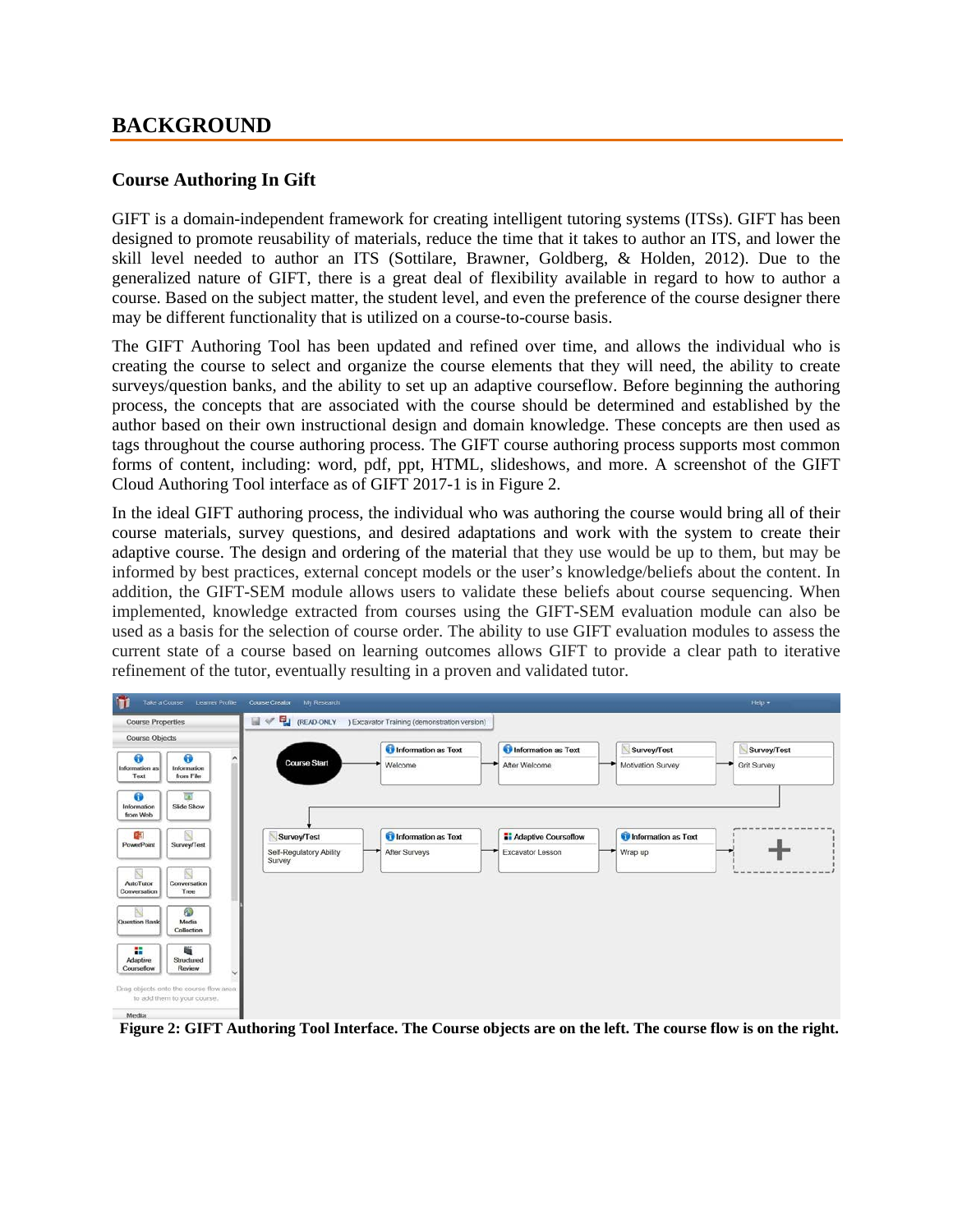# BACKGROUND

## Course Authoring In Gift

GIFT is a domain-independent framework for creating intelligent tutoring systems (ITSs). GIFT has been designed to promote reusability of materials, reduce the time that it takes to author an ITS, and lower the skill level needed to author an ITS (Sottilare, Brawner, Goldberg, & Holden, 2012). Due to the generalized nature of GIFT, there is a great deal of flexibility available in regard to how to author a course. Based on the subject matter, the student level, and even the preference of the course designer there may be different functionality that is utilized on a course-to-course basis.

The GIFT Authoring Tool has been updated and refined over time, and allows the individual who is creating the course to select and organize the course elements that they will need, the ability to create surveys/question banks, and the ability to set up an adaptive courseflow. Before beginning the authoring process, the concepts that are associated with the course should be determined and established by the author based on their own instructional design and domain knowledge. These concepts are then used as tags throughout the course authoring process. The GIFT course authoring process supports most common forms of content, including: word, pdf, ppt, HTML, slideshows, and more. A screenshot of the GIFT Cloud Authoring Tool interface as of GIFT 2017-1 is in Figure 2.

In the ideal GIFT authoring process, the individual who was authoring the course would bring all of their course materials, survey questions, and desired adaptations and work with the system to create their adaptive course. The design and ordering of the material that they use would be up to them, but may be informed by best practices, external concept models or the user's knowledge/beliefs about the content. In addition, the GIFT-SEM module allows users to validate these beliefs about course sequencing. When implemented, knowledge extracted from courses using the GIFT-SEM evaluation module can also be used as a basis for the selection of course order. The ability to use GIFT evaluation modules to assess the current state of a course based on learning outcomes allows GIFT to provide a clear path to iterative refinement of the tutor, eventually resulting in a proven and validated tutor.

**Figure 2: GIFT Authoring Tool Interface. The Course objects are on the left. The course flow is on the right.**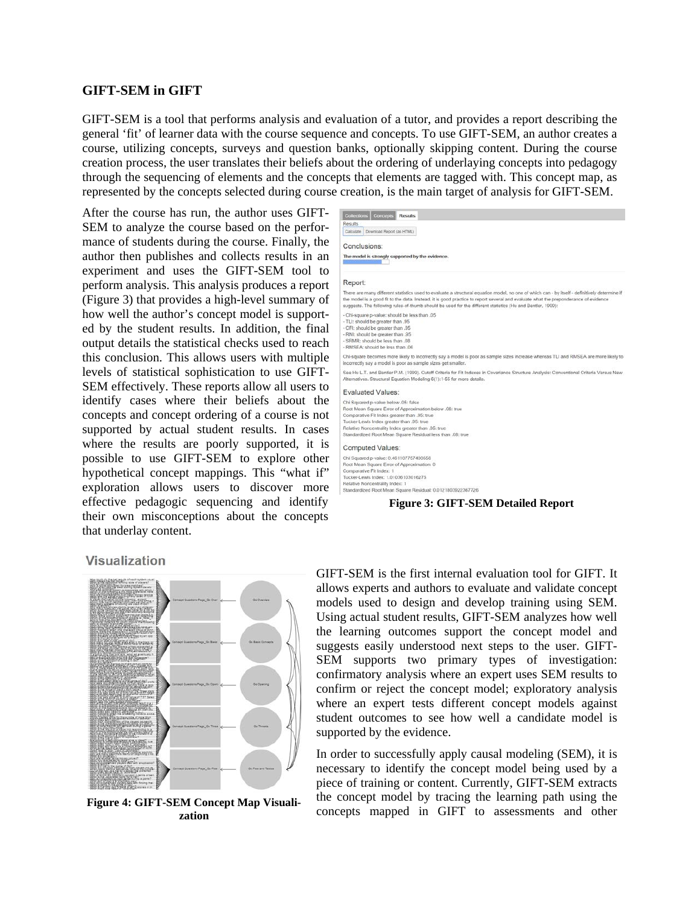## GIFT-SEM in GIFT

GIFT-SEM is a tool that performs analysis and evaluation of a tutor, and provides a report describing the general 'fit' of learner data with the course sequence and concepts. To use GIFT-SEM, an author creates a course, utilizing concepts, surveys and question banks, optionally skipping content. During the course creation process, the user translates their beliefs about the ordering of underlaying concepts into pedagogy through the sequencing of elements and the concepts that elements are tagged with. This concept map, as represented by the concepts selected during course creation, is the main target of analysis for GIFT-SEM.

After the course has run, the author uses GIFT-SEM to analyze the course based on the performance of students during the course. Finally, the author then publishes and collects results in an experiment and uses the GIFT-SEM tool to perform analysis. This analysis produces a report (Figure 3) that provides a high-level summary of how well the author's concept model is supported by the student results. In addition, the final output details the statistical checks used to reach this conclusion. This allows users with multiple levels of statistical sophistication to use GIFT-SEM effectively. These reports allow all users to identify cases where their beliefs about the concepts and concept ordering of a course is not supported by actual student results. In cases where the results are poorly supported, it is possible to use GIFT-SEM to explore other hypothetical concept mappings. This "what if" exploration allows users to discover more effective pedagogic sequencing and identify their own misconceptions about the concepts that underlay content.

**Figure 3: GIFT-SEM Detailed Report**

**Figure 4: GIFT-SEM Concept Map Visualization**

GIFT-SEM is the first internal evaluation tool for GIFT. It allows experts and authors to evaluate and validate concept models used to design and develop training using SEM. Using actual student results, GIFT-SEM analyzes how well the learning outcomes support the concept model and suggests easily understood next steps to the user. GIFT-SEM supports two primary types of investigation: confirmatory analysis where an expert uses SEM results to confirm or reject the concept model; exploratory analysis where an expert tests different concept models against student outcomes to see how well a candidate model is supported by the evidence.

In order to successfully apply causal modeling (SEM), it is necessary to identify the concept model being used by a piece of training or content. Currently, GIFT-SEM extracts the concept model by tracing the learning path using the concepts mapped in GIFT to assessments and other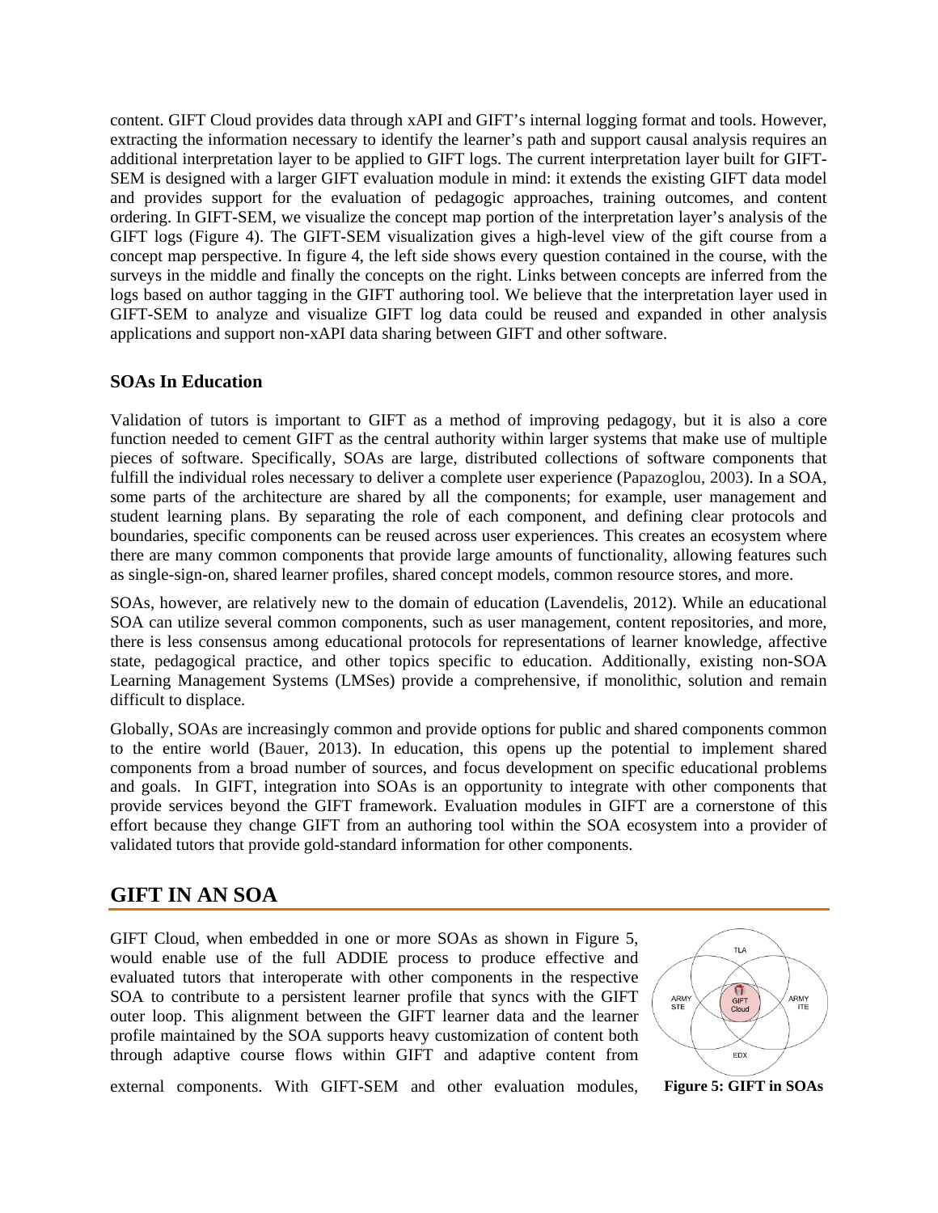content. GIFT Cloud provides data through xAPI and GIFT's internal logging format and tools. However, extracting the information necessary to identify the learner's path and support causal analysis requires an additional interpretation layer to be applied to GIFT logs. The current interpretation layer built for GIFT-SEM is designed with a larger GIFT evaluation module in mind: it extends the existing GIFT data model and provides support for the evaluation of pedagogic approaches, training outcomes, and content ordering. In GIFT-SEM, we visualize the concept map portion of the interpretation layer's analysis of the GIFT logs (Figure 4). The GIFT-SEM visualization gives a high-level view of the gift course from a concept map perspective. In figure 4, the left side shows every question contained in the course, with the surveys in the middle and finally the concepts on the right. Links between concepts are inferred from the logs based on author tagging in the GIFT authoring tool. We believe that the interpretation layer used in GIFT-SEM to analyze and visualize GIFT log data could be reused and expanded in other analysis applications and support non-xAPI data sharing between GIFT and other software.

### SOAs In Education

Validation of tutors is important to GIFT as a method of improving pedagogy, but it is also a core function needed to cement GIFT as the central authority within larger systems that make use of multiple pieces of software. Specifically, SOAs are large, distributed collections of software components that fulfill the individual roles necessary to deliver a complete user experience (Papazoglou, 2003). In a SOA, some parts of the architecture are shared by all the components; for example, user management and student learning plans. By separating the role of each component, and defining clear protocols and boundaries, specific components can be reused across user experiences. This creates an ecosystem where there are many common components that provide large amounts of functionality, allowing features such as single-sign-on, shared learner profiles, shared concept models, common resource stores, and more.

SOAs, however, are relatively new to the domain of education (Lavendelis, 2012). While an educational SOA can utilize several common components, such as user management, content repositories, and more, there is less consensus among educational protocols for representations of learner knowledge, affective state, pedagogical practice, and other topics specific to education. Additionally, existing non-SOA Learning Management Systems (LMSes) provide a comprehensive, if monolithic, solution and remain difficult to displace.

Globally, SOAs are increasingly common and provide options for public and shared components common to the entire world (Bauer, 2013). In education, this opens up the potential to implement shared components from a broad number of sources, and focus development on specific educational problems and goals. In GIFT, integration into SOAs is an opportunity to integrate with other components that provide services beyond the GIFT framework. Evaluation modules in GIFT are a cornerstone of this effort because they change GIFT from an authoring tool within the SOA ecosystem into a provider of validated tutors that provide gold-standard information for other components.

## GIFT IN AN SOA

GIFT Cloud, when embedded in one or more SOAs as shown in Figure 5, would enable use of the full ADDIE process to produce effective and evaluated tutors that interoperate with other components in the respective SOA to contribute to a persistent learner profile that syncs with the GIFT outer loop. This alignment between the GIFT learner data and the learner profile maintained by the SOA supports heavy customization of content both through adaptive course flows within GIFT and adaptive content from external components. With GIFT-SEM and other evaluation modules,

**Figure 5: GIFT in SOAs**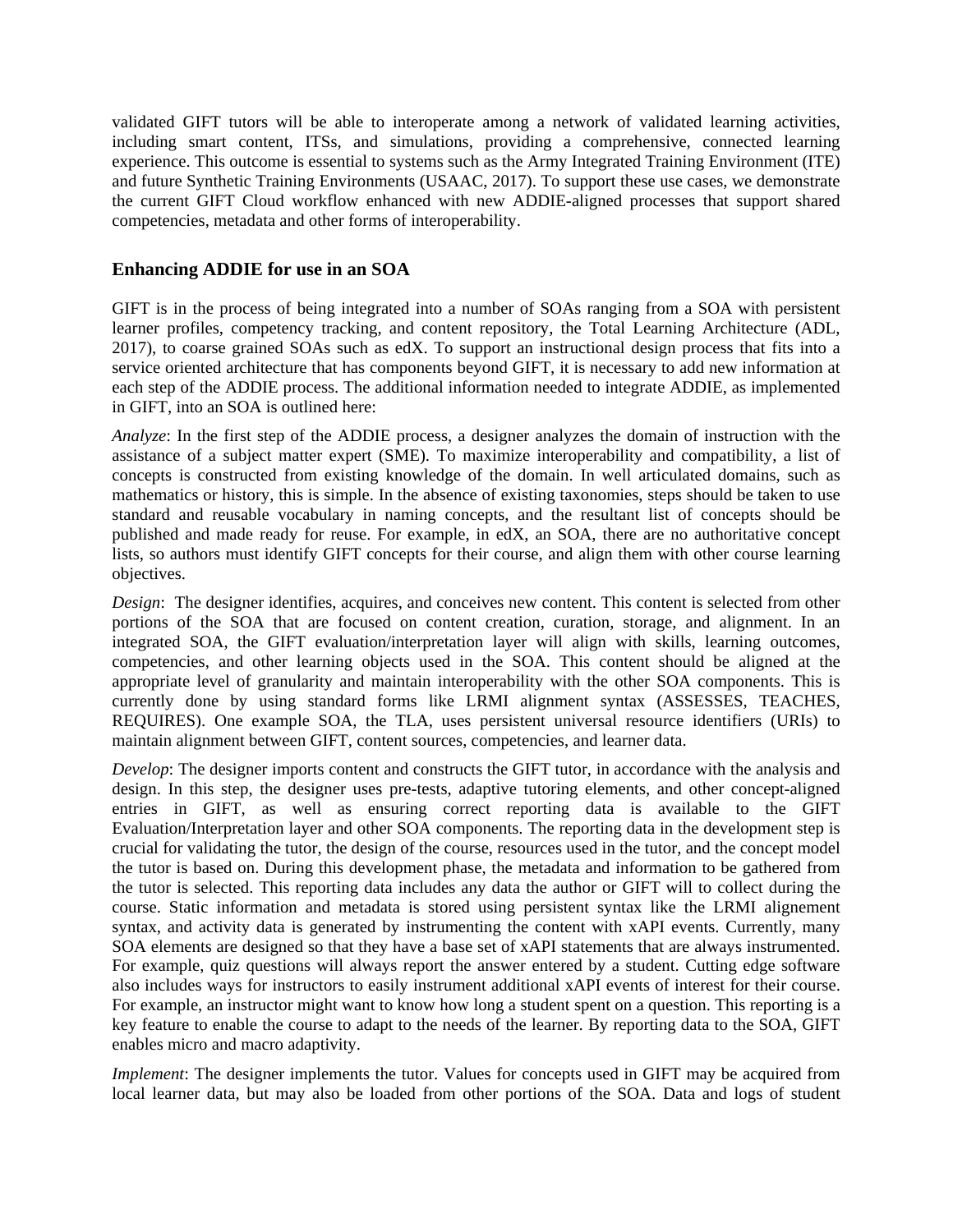validated GIFT tutors will be able to interoperate among a network of validated learning activities, including smart content, ITSs, and simulations, providing a comprehensive, connected learning experience. This outcome is essential to systems such as the Army Integrated Training Environment (ITE) and future Synthetic Training Environments (USAAC, 2017). To support these use cases, we demonstrate the current GIFT Cloud workflow enhanced with new ADDIE-aligned processes that support shared competencies, metadata and other forms of interoperability.

## Enhancing ADDIE for use in an SOA

GIFT is in the process of being integrated into a number of SOAs ranging from a SOA with persistent learner profiles, competency tracking, and content repository, the Total Learning Architecture (ADL, 2017), to coarse grained SOAs such as edX. To support an instructional design process that fits into a service oriented architecture that has components beyond GIFT, it is necessary to add new information at each step of the ADDIE process. The additional information needed to integrate ADDIE, as implemented in GIFT, into an SOA is outlined here:

*Analyze*: In the first step of the ADDIE process, a designer analyzes the domain of instruction with the assistance of a subject matter expert (SME). To maximize interoperability and compatibility, a list of concepts is constructed from existing knowledge of the domain. In well articulated domains, such as mathematics or history, this is simple. In the absence of existing taxonomies, steps should be taken to use standard and reusable vocabulary in naming concepts, and the resultant list of concepts should be published and made ready for reuse. For example, in edX, an SOA, there are no authoritative concept lists, so authors must identify GIFT concepts for their course, and align them with other course learning objectives.

*Design*: The designer identifies, acquires, and conceives new content. This content is selected from other portions of the SOA that are focused on content creation, curation, storage, and alignment. In an integrated SOA, the GIFT evaluation/interpretation layer will align with skills, learning outcomes, competencies, and other learning objects used in the SOA. This content should be aligned at the appropriate level of granularity and maintain interoperability with the other SOA components. This is currently done by using standard forms like LRMI alignment syntax (ASSESSES, TEACHES, REQUIRES). One example SOA, the TLA, uses persistent universal resource identifiers (URIs) to maintain alignment between GIFT, content sources, competencies, and learner data.

*Develop*: The designer imports content and constructs the GIFT tutor, in accordance with the analysis and design. In this step, the designer uses pre-tests, adaptive tutoring elements, and other concept-aligned entries in GIFT, as well as ensuring correct reporting data is available to the GIFT Evaluation/Interpretation layer and other SOA components. The reporting data in the development step is crucial for validating the tutor, the design of the course, resources used in the tutor, and the concept model the tutor is based on. During this development phase, the metadata and information to be gathered from the tutor is selected. This reporting data includes any data the author or GIFT will to collect during the course. Static information and metadata is stored using persistent syntax like the LRMI alignement syntax, and activity data is generated by instrumenting the content with xAPI events. Currently, many SOA elements are designed so that they have a base set of xAPI statements that are always instrumented. For example, quiz questions will always report the answer entered by a student. Cutting edge software also includes ways for instructors to easily instrument additional xAPI events of interest for their course. For example, an instructor might want to know how long a student spent on a question. This reporting is a key feature to enable the course to adapt to the needs of the learner. By reporting data to the SOA, GIFT enables micro and macro adaptivity.

*Implement*: The designer implements the tutor. Values for concepts used in GIFT may be acquired from local learner data, but may also be loaded from other portions of the SOA. Data and logs of student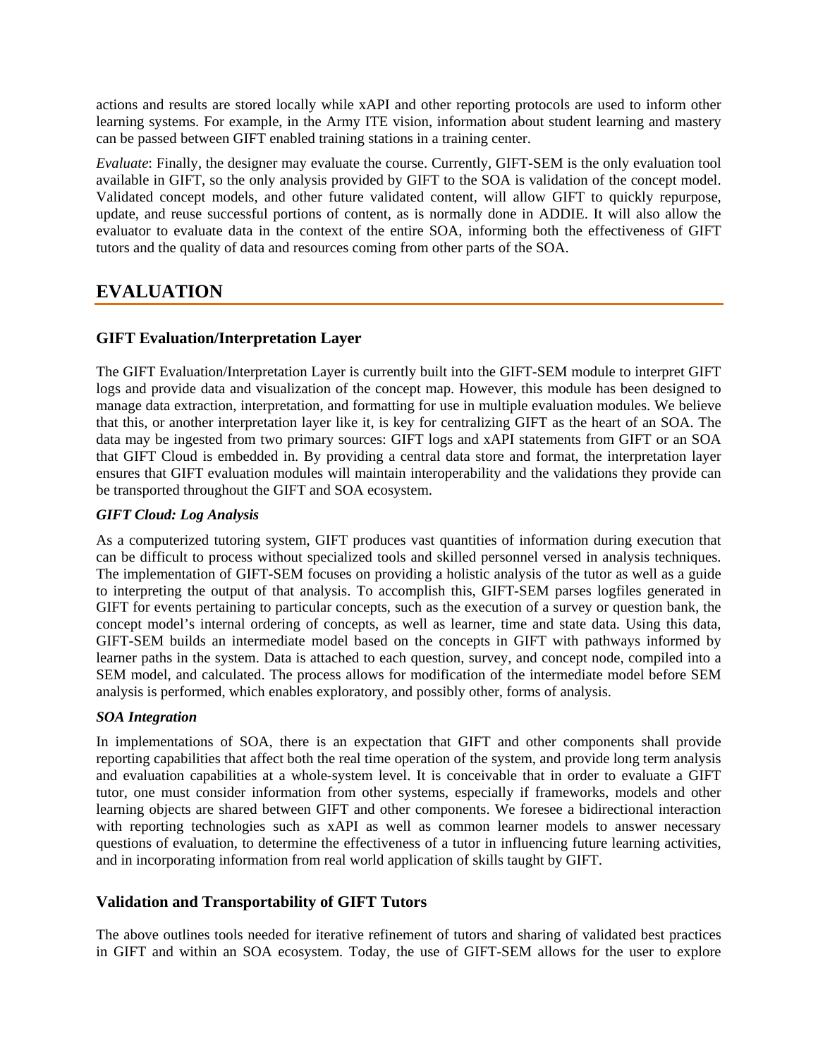actions and results are stored locally while xAPI and other reporting protocols are used to inform other learning systems. For example, in the Army ITE vision, information about student learning and mastery can be passed between GIFT enabled training stations in a training center.

*Evaluate*: Finally, the designer may evaluate the course. Currently, GIFT-SEM is the only evaluation tool available in GIFT, so the only analysis provided by GIFT to the SOA is validation of the concept model. Validated concept models, and other future validated content, will allow GIFT to quickly repurpose, update, and reuse successful portions of content, as is normally done in ADDIE. It will also allow the evaluator to evaluate data in the context of the entire SOA, informing both the effectiveness of GIFT tutors and the quality of data and resources coming from other parts of the SOA.

# EVALUATION

## GIFT Evaluation/Interpretation Layer

The GIFT Evaluation/Interpretation Layer is currently built into the GIFT-SEM module to interpret GIFT logs and provide data and visualization of the concept map. However, this module has been designed to manage data extraction, interpretation, and formatting for use in multiple evaluation modules. We believe that this, or another interpretation layer like it, is key for centralizing GIFT as the heart of an SOA. The data may be ingested from two primary sources: GIFT logs and xAPI statements from GIFT or an SOA that GIFT Cloud is embedded in. By providing a central data store and format, the interpretation layer ensures that GIFT evaluation modules will maintain interoperability and the validations they provide can be transported throughout the GIFT and SOA ecosystem.

### *GIFT Cloud: Log Analysis*

As a computerized tutoring system, GIFT produces vast quantities of information during execution that can be difficult to process without specialized tools and skilled personnel versed in analysis techniques. The implementation of GIFT-SEM focuses on providing a holistic analysis of the tutor as well as a guide to interpreting the output of that analysis. To accomplish this, GIFT-SEM parses logfiles generated in GIFT for events pertaining to particular concepts, such as the execution of a survey or question bank, the concept model's internal ordering of concepts, as well as learner, time and state data. Using this data, GIFT-SEM builds an intermediate model based on the concepts in GIFT with pathways informed by learner paths in the system. Data is attached to each question, survey, and concept node, compiled into a SEM model, and calculated. The process allows for modification of the intermediate model before SEM analysis is performed, which enables exploratory, and possibly other, forms of analysis.

### *SOA Integration*

In implementations of SOA, there is an expectation that GIFT and other components shall provide reporting capabilities that affect both the real time operation of the system, and provide long term analysis and evaluation capabilities at a whole-system level. It is conceivable that in order to evaluate a GIFT tutor, one must consider information from other systems, especially if frameworks, models and other learning objects are shared between GIFT and other components. We foresee a bidirectional interaction with reporting technologies such as xAPI as well as common learner models to answer necessary questions of evaluation, to determine the effectiveness of a tutor in influencing future learning activities, and in incorporating information from real world application of skills taught by GIFT.

## Validation and Transportability of GIFT Tutors

The above outlines tools needed for iterative refinement of tutors and sharing of validated best practices in GIFT and within an SOA ecosystem. Today, the use of GIFT-SEM allows for the user to explore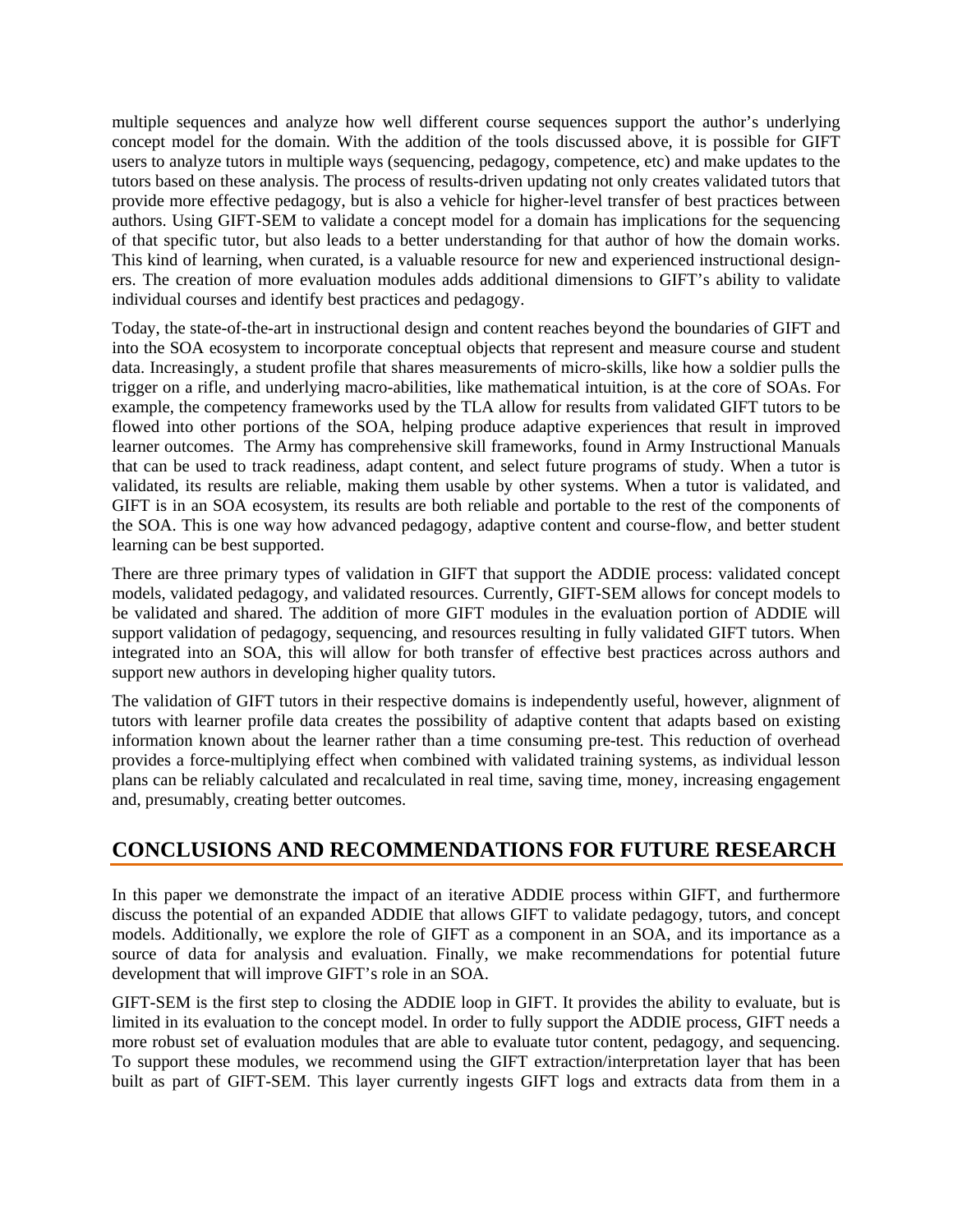multiple sequences and analyze how well different course sequences support the author's underlying concept model for the domain. With the addition of the tools discussed above, it is possible for GIFT users to analyze tutors in multiple ways (sequencing, pedagogy, competence, etc) and make updates to the tutors based on these analysis. The process of results-driven updating not only creates validated tutors that provide more effective pedagogy, but is also a vehicle for higher-level transfer of best practices between authors. Using GIFT-SEM to validate a concept model for a domain has implications for the sequencing of that specific tutor, but also leads to a better understanding for that author of how the domain works. This kind of learning, when curated, is a valuable resource for new and experienced instructional designers. The creation of more evaluation modules adds additional dimensions to GIFT's ability to validate individual courses and identify best practices and pedagogy.

Today, the state-of-the-art in instructional design and content reaches beyond the boundaries of GIFT and into the SOA ecosystem to incorporate conceptual objects that represent and measure course and student data. Increasingly, a student profile that shares measurements of micro-skills, like how a soldier pulls the trigger on a rifle, and underlying macro-abilities, like mathematical intuition, is at the core of SOAs. For example, the competency frameworks used by the TLA allow for results from validated GIFT tutors to be flowed into other portions of the SOA, helping produce adaptive experiences that result in improved learner outcomes. The Army has comprehensive skill frameworks, found in Army Instructional Manuals that can be used to track readiness, adapt content, and select future programs of study. When a tutor is validated, its results are reliable, making them usable by other systems. When a tutor is validated, and GIFT is in an SOA ecosystem, its results are both reliable and portable to the rest of the components of the SOA. This is one way how advanced pedagogy, adaptive content and course-flow, and better student learning can be best supported.

There are three primary types of validation in GIFT that support the ADDIE process: validated concept models, validated pedagogy, and validated resources. Currently, GIFT-SEM allows for concept models to be validated and shared. The addition of more GIFT modules in the evaluation portion of ADDIE will support validation of pedagogy, sequencing, and resources resulting in fully validated GIFT tutors. When integrated into an SOA, this will allow for both transfer of effective best practices across authors and support new authors in developing higher quality tutors.

The validation of GIFT tutors in their respective domains is independently useful, however, alignment of tutors with learner profile data creates the possibility of adaptive content that adapts based on existing information known about the learner rather than a time consuming pre-test. This reduction of overhead provides a force-multiplying effect when combined with validated training systems, as individual lesson plans can be reliably calculated and recalculated in real time, saving time, money, increasing engagement and, presumably, creating better outcomes.

## CONCLUSIONS AND RECOMMENDATIONS FOR FUTURE RESEARCH

In this paper we demonstrate the impact of an iterative ADDIE process within GIFT, and furthermore discuss the potential of an expanded ADDIE that allows GIFT to validate pedagogy, tutors, and concept models. Additionally, we explore the role of GIFT as a component in an SOA, and its importance as a source of data for analysis and evaluation. Finally, we make recommendations for potential future development that will improve GIFT's role in an SOA.

GIFT-SEM is the first step to closing the ADDIE loop in GIFT. It provides the ability to evaluate, but is limited in its evaluation to the concept model. In order to fully support the ADDIE process, GIFT needs a more robust set of evaluation modules that are able to evaluate tutor content, pedagogy, and sequencing. To support these modules, we recommend using the GIFT extraction/interpretation layer that has been built as part of GIFT-SEM. This layer currently ingests GIFT logs and extracts data from them in a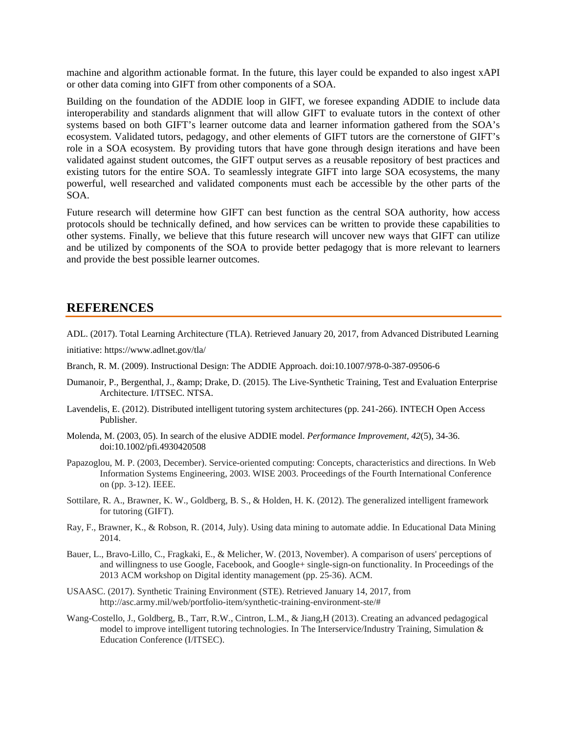machine and algorithm actionable format. In the future, this layer could be expanded to also ingest xAPI or other data coming into GIFT from other components of a SOA.

Building on the foundation of the ADDIE loop in GIFT, we foresee expanding ADDIE to include data interoperability and standards alignment that will allow GIFT to evaluate tutors in the context of other systems based on both GIFT's learner outcome data and learner information gathered from the SOA's ecosystem. Validated tutors, pedagogy, and other elements of GIFT tutors are the cornerstone of GIFT's role in a SOA ecosystem. By providing tutors that have gone through design iterations and have been validated against student outcomes, the GIFT output serves as a reusable repository of best practices and existing tutors for the entire SOA. To seamlessly integrate GIFT into large SOA ecosystems, the many powerful, well researched and validated components must each be accessible by the other parts of the SOA.

Future research will determine how GIFT can best function as the central SOA authority, how access protocols should be technically defined, and how services can be written to provide these capabilities to other systems. Finally, we believe that this future research will uncover new ways that GIFT can utilize and be utilized by components of the SOA to provide better pedagogy that is more relevant to learners and provide the best possible learner outcomes.

# REFERENCES

ADL. (2017). Total Learning Architecture (TLA). Retrieved January 20, 2017, from Advanced Distributed Learning initiative: https://www.adlnet.gov/tla/

Branch, R. M. (2009). Instructional Design: The ADDIE Approach. doi:10.1007/978-0-387-09506-6

Dumanoir, P., Bergenthal, J., &amp; Drake, D. (2015). The Live-Synthetic Training, Test and Evaluation Enterprise Architecture. I/ITSEC. NTSA.

Lavendelis, E. (2012). Distributed intelligent tutoring system architectures (pp. 241-266). INTECH Open Access Publisher.

Molenda, M. (2003, 05). In search of the elusive ADDIE model. *Performance Improvement, 42*(5), 34-36. doi:10.1002/pfi.4930420508

Papazoglou, M. P. (2003, December). Service-oriented computing: Concepts, characteristics and directions. In Web Information Systems Engineering, 2003. WISE 2003. Proceedings of the Fourth International Conference on (pp. 3-12). IEEE.

Sottilare, R. A., Brawner, K. W., Goldberg, B. S., & Holden, H. K. (2012). The generalized intelligent framework for tutoring (GIFT).

Ray, F., Brawner, K., & Robson, R. (2014, July). Using data mining to automate addie. In Educational Data Mining 2014.

Bauer, L., Bravo-Lillo, C., Fragkaki, E., & Melicher, W. (2013, November). A comparison of users' perceptions of and willingness to use Google, Facebook, and Google+ single-sign-on functionality. In Proceedings of the 2013 ACM workshop on Digital identity management (pp. 25-36). ACM.

USAASC. (2017). Synthetic Training Environment (STE). Retrieved January 14, 2017, from http://asc.army.mil/web/portfolio-item/synthetic-training-environment-ste/#

Wang-Costello, J., Goldberg, B., Tarr, R.W., Cintron, L.M., & Jiang,H (2013). Creating an advanced pedagogical model to improve intelligent tutoring technologies. In The Interservice/Industry Training, Simulation & Education Conference (I/ITSEC).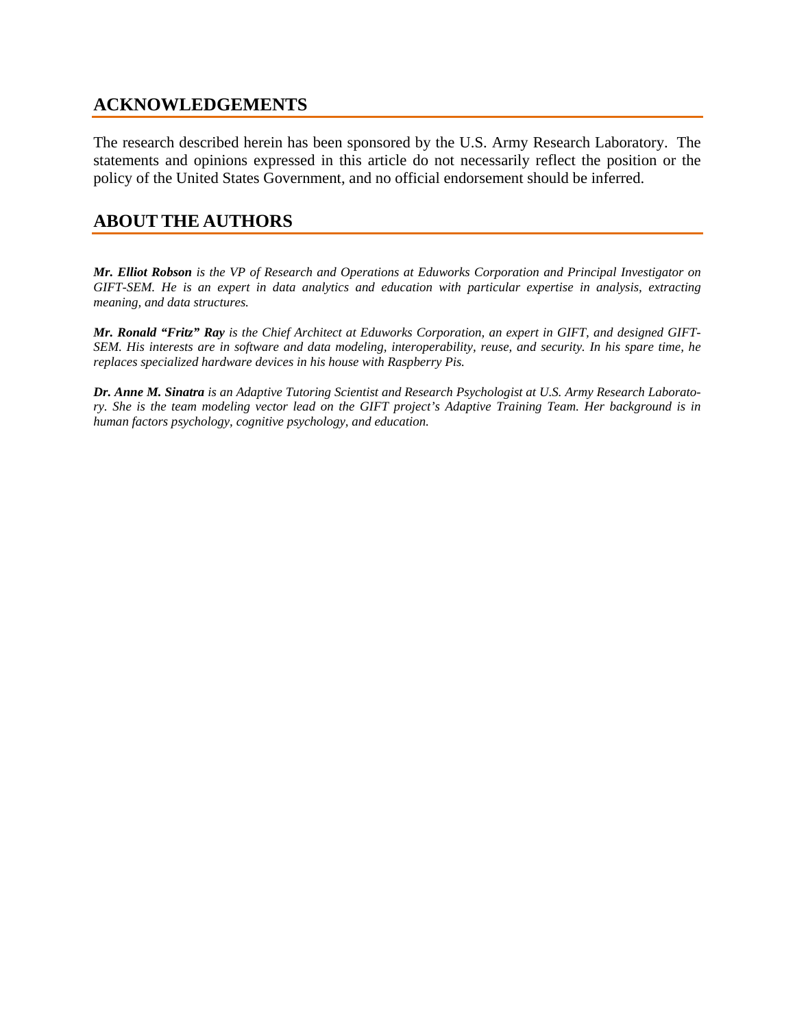## ACKNOWLEDGEMENTS

The research described herein has been sponsored by the U.S. Army Research Laboratory. The statements and opinions expressed in this article do not necessarily reflect the position or the policy of the United States Government, and no official endorsement should be inferred.

## ABOUT THE AUTHORS

***Mr. Elliot Robson*** *is the VP of Research and Operations at Eduworks Corporation and Principal Investigator on GIFT-SEM. He is an expert in data analytics and education with particular expertise in analysis, extracting meaning, and data structures.*

***Mr. Ronald "Fritz" Ray*** *is the Chief Architect at Eduworks Corporation, an expert in GIFT, and designed GIFT-SEM. His interests are in software and data modeling, interoperability, reuse, and security. In his spare time, he replaces specialized hardware devices in his house with Raspberry Pis.*

***Dr. Anne M. Sinatra*** *is an Adaptive Tutoring Scientist and Research Psychologist at U.S. Army Research Laboratory. She is the team modeling vector lead on the GIFT project's Adaptive Training Team. Her background is in human factors psychology, cognitive psychology, and education.*